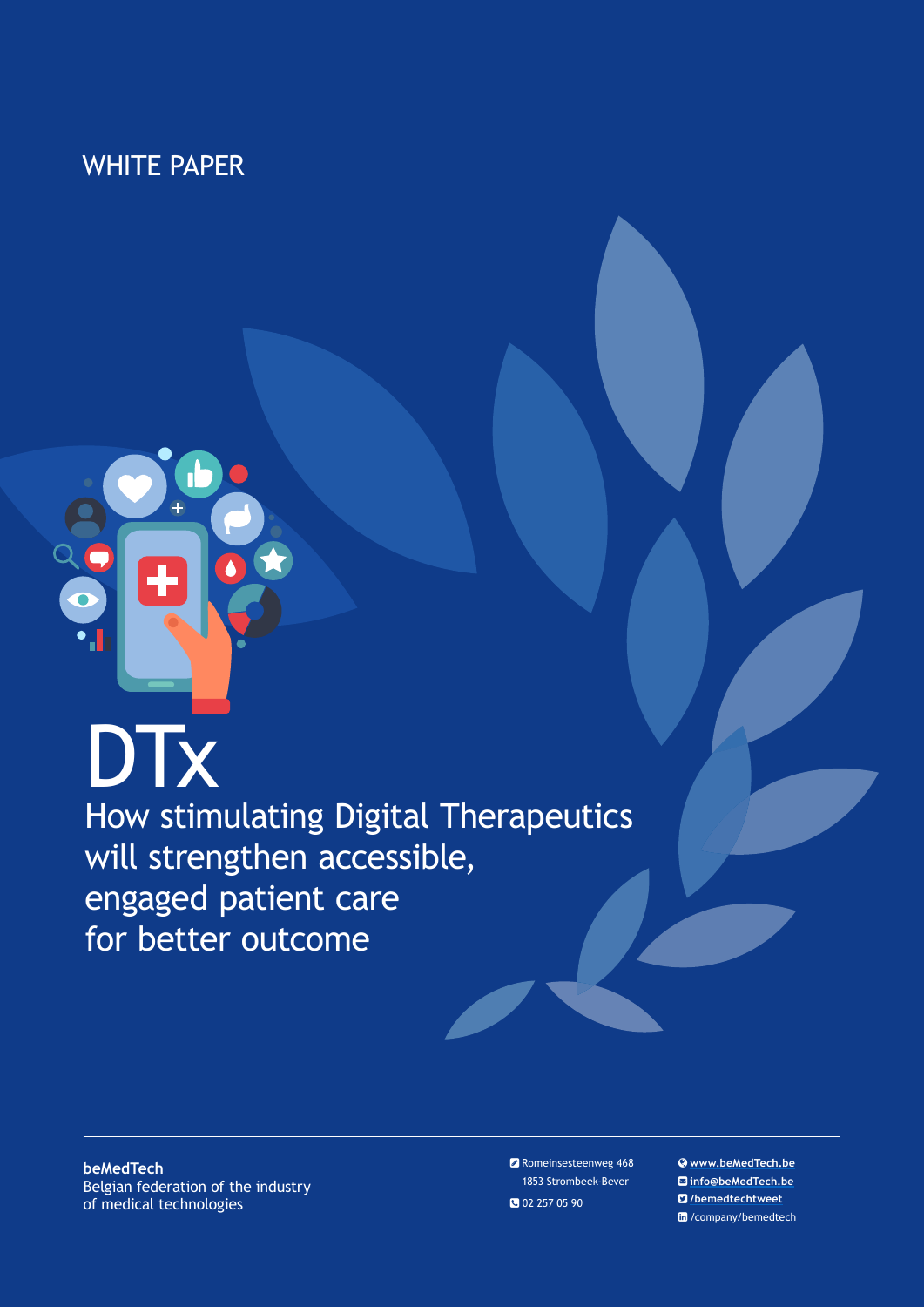WHITE PAPER

# DTx

## How stimulating Digital Therapeutics will strengthen accessible, engaged patient care for better outcome

**beMedTech**
Belgian federation of the industry of medical technologies

Romeinsesteenweg 468
1853 Strombeek-Bever
02 257 05 90

**www.beMedTech.be**
**info@beMedTech.be**
**/bemedtechtweet**
/company/bemedtech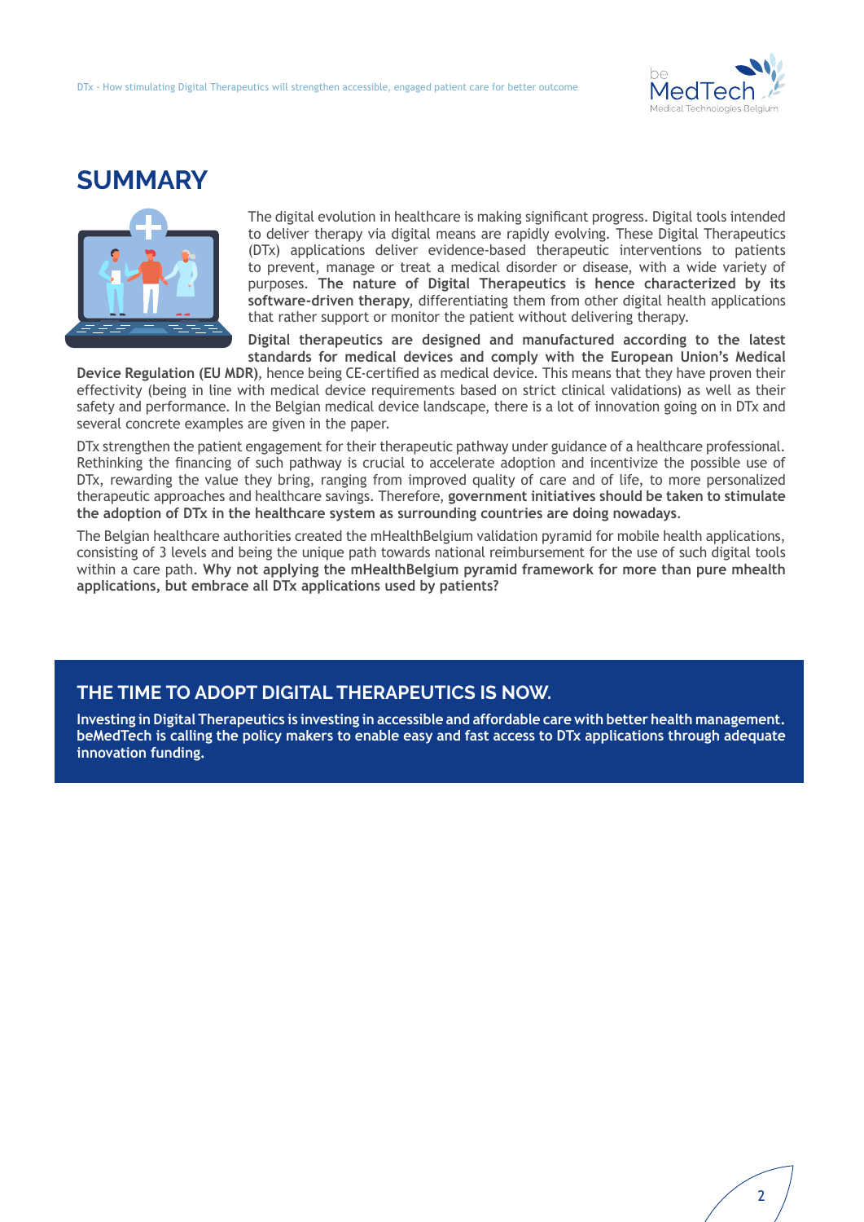# SUMMARY

The digital evolution in healthcare is making significant progress. Digital tools intended to deliver therapy via digital means are rapidly evolving. These Digital Therapeutics (DTx) applications deliver evidence-based therapeutic interventions to patients to prevent, manage or treat a medical disorder or disease, with a wide variety of purposes. **The nature of Digital Therapeutics is hence characterized by its software-driven therapy**, differentiating them from other digital health applications that rather support or monitor the patient without delivering therapy.

**Digital therapeutics are designed and manufactured according to the latest standards for medical devices and comply with the European Union's Medical Device Regulation (EU MDR)**, hence being CE-certified as medical device. This means that they have proven their effectivity (being in line with medical device requirements based on strict clinical validations) as well as their safety and performance. In the Belgian medical device landscape, there is a lot of innovation going on in DTx and several concrete examples are given in the paper.

DTx strengthen the patient engagement for their therapeutic pathway under guidance of a healthcare professional. Rethinking the financing of such pathway is crucial to accelerate adoption and incentivize the possible use of DTx, rewarding the value they bring, ranging from improved quality of care and of life, to more personalized therapeutic approaches and healthcare savings. Therefore, **government initiatives should be taken to stimulate the adoption of DTx in the healthcare system as surrounding countries are doing nowadays**.

The Belgian healthcare authorities created the mHealthBelgium validation pyramid for mobile health applications, consisting of 3 levels and being the unique path towards national reimbursement for the use of such digital tools within a care path. **Why not applying the mHealthBelgium pyramid framework for more than pure mhealth applications, but embrace all DTx applications used by patients?**

## THE TIME TO ADOPT DIGITAL THERAPEUTICS IS NOW.

**Investing in Digital Therapeutics is investing in accessible and affordable care with better health management. beMedTech is calling the policy makers to enable easy and fast access to DTx applications through adequate innovation funding.**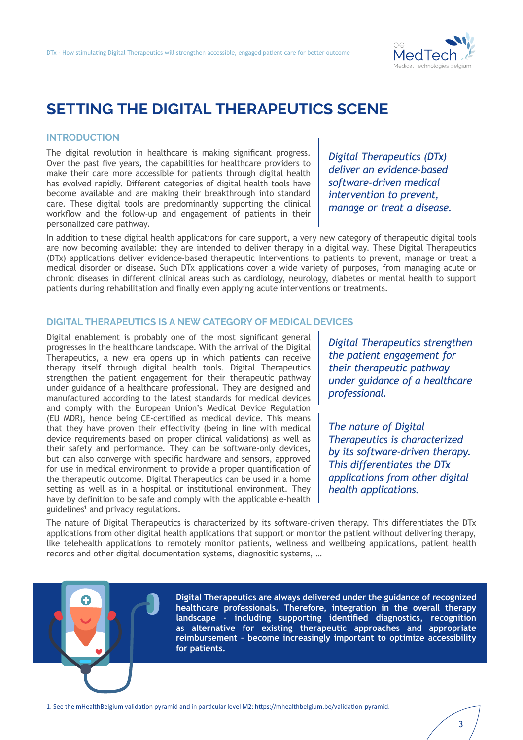# SETTING THE DIGITAL THERAPEUTICS SCENE

## INTRODUCTION

The digital revolution in healthcare is making significant progress. Over the past five years, the capabilities for healthcare providers to make their care more accessible for patients through digital health has evolved rapidly. Different categories of digital health tools have become available and are making their breakthrough into standard care. These digital tools are predominantly supporting the clinical workflow and the follow-up and engagement of patients in their personalized care pathway.

*Digital Therapeutics (DTx) deliver an evidence-based software-driven medical intervention to prevent, manage or treat a disease.*

In addition to these digital health applications for care support, a very new category of therapeutic digital tools are now becoming available: they are intended to deliver therapy in a digital way. These Digital Therapeutics (DTx) applications deliver evidence-based therapeutic interventions to patients to prevent, manage or treat a medical disorder or disease. Such DTx applications cover a wide variety of purposes, from managing acute or chronic diseases in different clinical areas such as cardiology, neurology, diabetes or mental health to support patients during rehabilitation and finally even applying acute interventions or treatments.

## DIGITAL THERAPEUTICS IS A NEW CATEGORY OF MEDICAL DEVICES

Digital enablement is probably one of the most significant general progresses in the healthcare landscape. With the arrival of the Digital Therapeutics, a new era opens up in which patients can receive therapy itself through digital health tools. Digital Therapeutics strengthen the patient engagement for their therapeutic pathway under guidance of a healthcare professional. They are designed and manufactured according to the latest standards for medical devices and comply with the European Union's Medical Device Regulation (EU MDR), hence being CE-certified as medical device. This means that they have proven their effectivity (being in line with medical device requirements based on proper clinical validations) as well as their safety and performance. They can be software-only devices, but can also converge with specific hardware and sensors, approved for use in medical environment to provide a proper quantification of the therapeutic outcome. Digital Therapeutics can be used in a home setting as well as in a hospital or institutional environment. They have by definition to be safe and comply with the applicable e-health guidelines[1] and privacy regulations.

*Digital Therapeutics strengthen the patient engagement for their therapeutic pathway under guidance of a healthcare professional.*

*The nature of Digital Therapeutics is characterized by its software-driven therapy. This differentiates the DTx applications from other digital health applications.*

The nature of Digital Therapeutics is characterized by its software-driven therapy. This differentiates the DTx applications from other digital health applications that support or monitor the patient without delivering therapy, like telehealth applications to remotely monitor patients, wellness and wellbeing applications, patient health records and other digital documentation systems, diagnositic systems, …

**Digital Therapeutics are always delivered under the guidance of recognized healthcare professionals. Therefore, integration in the overall therapy landscape – including supporting identified diagnostics, recognition as alternative for existing therapeutic approaches and appropriate reimbursement – become increasingly important to optimize accessibility for patients.**

1. See the mHealthBelgium validation pyramid and in particular level M2: https://mhealthbelgium.be/validation-pyramid.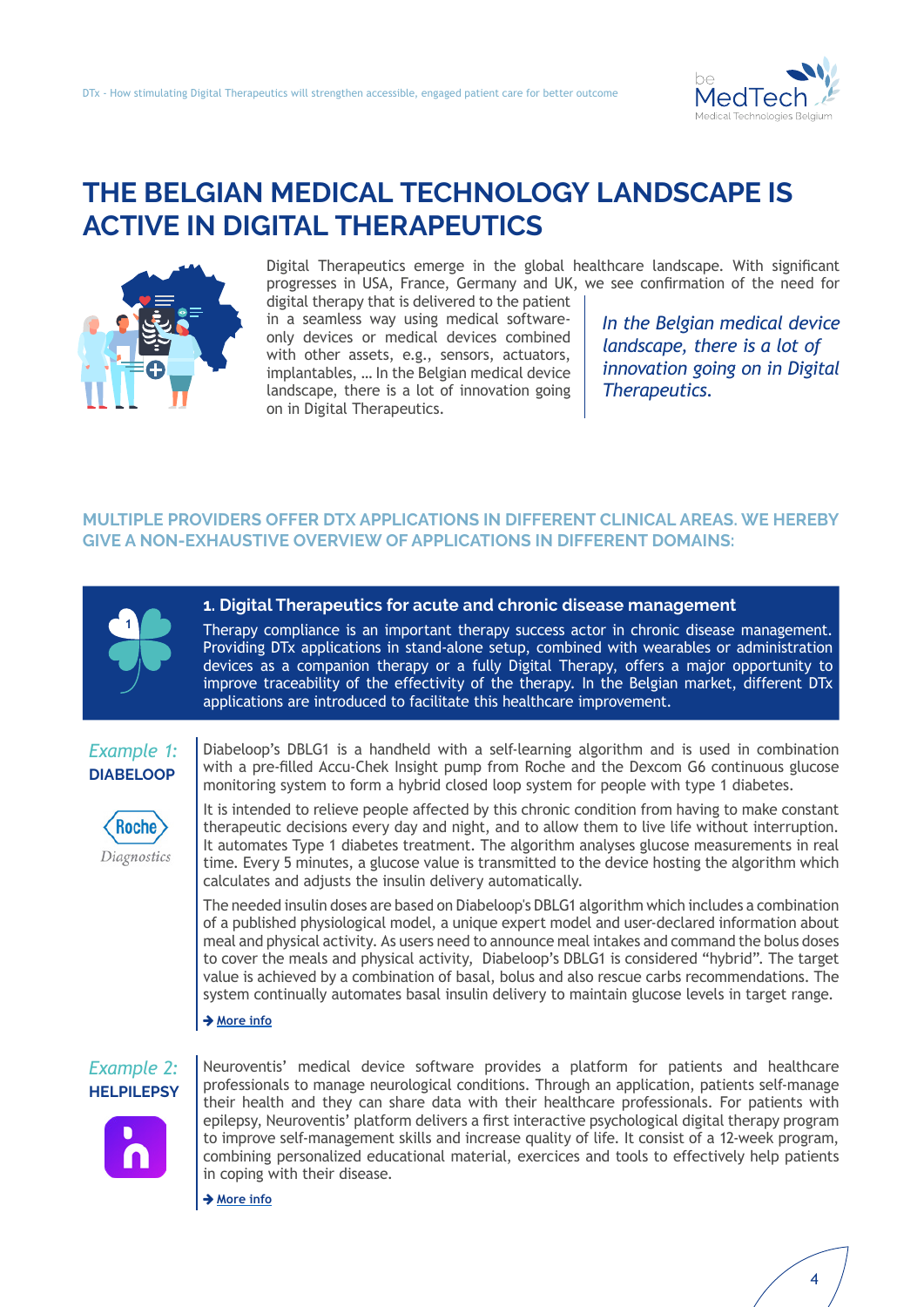# THE BELGIAN MEDICAL TECHNOLOGY LANDSCAPE IS ACTIVE IN DIGITAL THERAPEUTICS

Digital Therapeutics emerge in the global healthcare landscape. With significant progresses in USA, France, Germany and UK, we see confirmation of the need for digital therapy that is delivered to the patient in a seamless way using medical software-only devices or medical devices combined with other assets, e.g., sensors, actuators, implantables, … In the Belgian medical device landscape, there is a lot of innovation going on in Digital Therapeutics.

*In the Belgian medical device landscape, there is a lot of innovation going on in Digital Therapeutics.*

## MULTIPLE PROVIDERS OFFER DTX APPLICATIONS IN DIFFERENT CLINICAL AREAS. WE HEREBY GIVE A NON-EXHAUSTIVE OVERVIEW OF APPLICATIONS IN DIFFERENT DOMAINS:

### 1. Digital Therapeutics for acute and chronic disease management

Therapy compliance is an important therapy success actor in chronic disease management. Providing DTx applications in stand-alone setup, combined with wearables or administration devices as a companion therapy or a fully Digital Therapy, offers a major opportunity to improve traceability of the effectivity of the therapy. In the Belgian market, different DTx applications are introduced to facilitate this healthcare improvement.

*Example 1:* **DIABELOOP**

Roche Diagnostics

Diabeloop's DBLG1 is a handheld with a self-learning algorithm and is used in combination with a pre-filled Accu-Chek Insight pump from Roche and the Dexcom G6 continuous glucose monitoring system to form a hybrid closed loop system for people with type 1 diabetes.

It is intended to relieve people affected by this chronic condition from having to make constant therapeutic decisions every day and night, and to allow them to live life without interruption. It automates Type 1 diabetes treatment. The algorithm analyses glucose measurements in real time. Every 5 minutes, a glucose value is transmitted to the device hosting the algorithm which calculates and adjusts the insulin delivery automatically.

The needed insulin doses are based on Diabeloop's DBLG1 algorithm which includes a combination of a published physiological model, a unique expert model and user-declared information about meal and physical activity. As users need to announce meal intakes and command the bolus doses to cover the meals and physical activity, Diabeloop's DBLG1 is considered "hybrid". The target value is achieved by a combination of basal, bolus and also rescue carbs recommendations. The system continually automates basal insulin delivery to maintain glucose levels in target range.

→ More info

*Example 2:* **HELPILEPSY**

Neuroventis' medical device software provides a platform for patients and healthcare professionals to manage neurological conditions. Through an application, patients self-manage their health and they can share data with their healthcare professionals. For patients with epilepsy, Neuroventis' platform delivers a first interactive psychological digital therapy program to improve self-management skills and increase quality of life. It consist of a 12-week program, combining personalized educational material, exercices and tools to effectively help patients in coping with their disease.

→ More info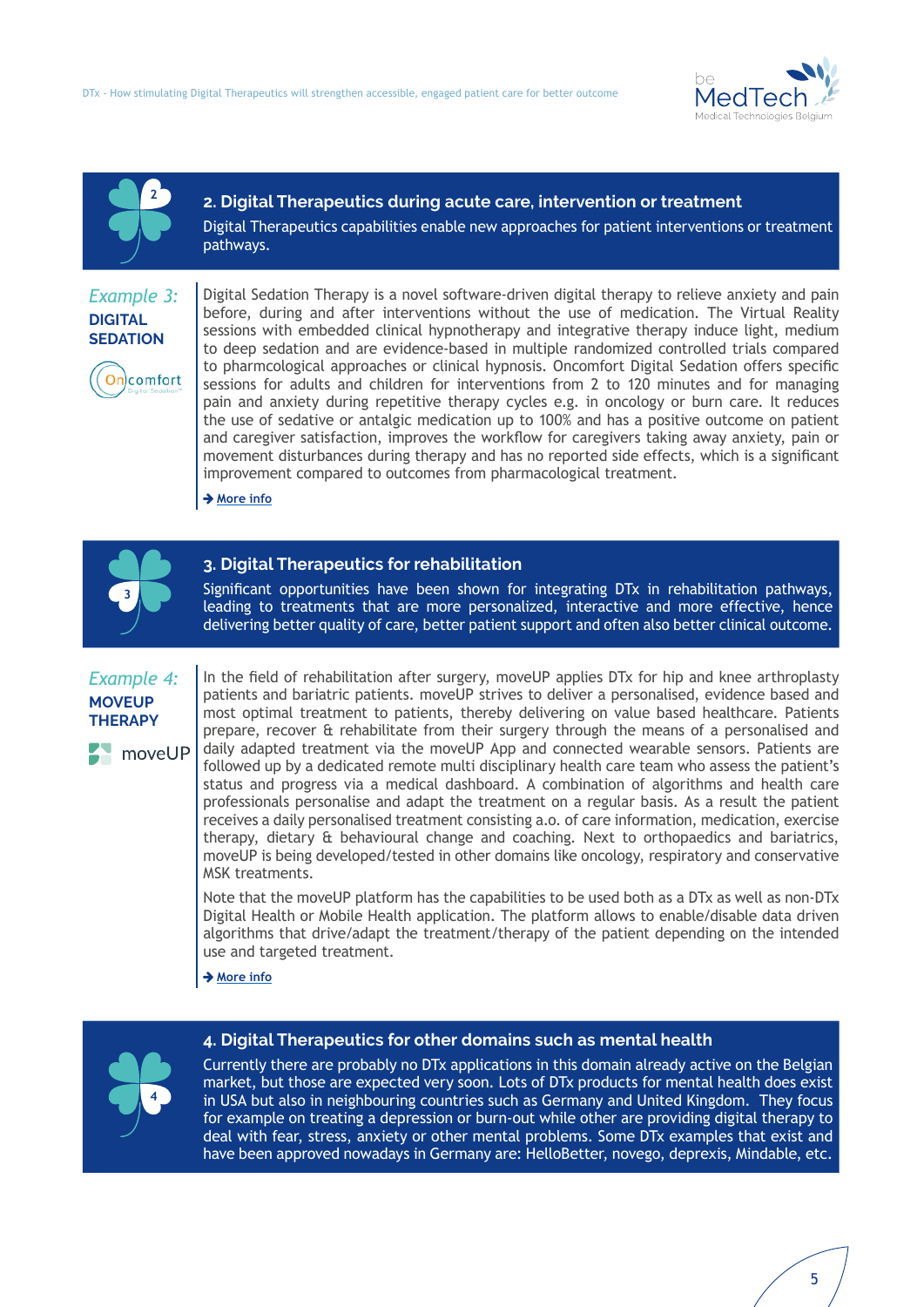## 2. Digital Therapeutics during acute care, intervention or treatment

Digital Therapeutics capabilities enable new approaches for patient interventions or treatment pathways.

*Example 3:*
**DIGITAL SEDATION**

Oncomfort

Digital Sedation Therapy is a novel software-driven digital therapy to relieve anxiety and pain before, during and after interventions without the use of medication. The Virtual Reality sessions with embedded clinical hypnotherapy and integrative therapy induce light, medium to deep sedation and are evidence-based in multiple randomized controlled trials compared to pharmacological approaches or clinical hypnosis. Oncomfort Digital Sedation offers specific sessions for adults and children for interventions from 2 to 120 minutes and for managing pain and anxiety during repetitive therapy cycles e.g. in oncology or burn care. It reduces the use of sedative or antalgic medication up to 100% and has a positive outcome on patient and caregiver satisfaction, improves the workflow for caregivers taking away anxiety, pain or movement disturbances during therapy and has no reported side effects, which is a significant improvement compared to outcomes from pharmacological treatment.

→ More info

## 3. Digital Therapeutics for rehabilitation

Significant opportunities have been shown for integrating DTx in rehabilitation pathways, leading to treatments that are more personalized, interactive and more effective, hence delivering better quality of care, better patient support and often also better clinical outcome.

*Example 4:*
**MOVEUP THERAPY**

moveUP

In the field of rehabilitation after surgery, moveUP applies DTx for hip and knee arthroplasty patients and bariatric patients. moveUP strives to deliver a personalised, evidence based and most optimal treatment to patients, thereby delivering on value based healthcare. Patients prepare, recover & rehabilitate from their surgery through the means of a personalised and daily adapted treatment via the moveUP App and connected wearable sensors. Patients are followed up by a dedicated remote multi disciplinary health care team who assess the patient's status and progress via a medical dashboard. A combination of algorithms and health care professionals personalise and adapt the treatment on a regular basis. As a result the patient receives a daily personalised treatment consisting a.o. of care information, medication, exercise therapy, dietary & behavioural change and coaching. Next to orthopaedics and bariatrics, moveUP is being developed/tested in other domains like oncology, respiratory and conservative MSK treatments.

Note that the moveUP platform has the capabilities to be used both as a DTx as well as non-DTx Digital Health or Mobile Health application. The platform allows to enable/disable data driven algorithms that drive/adapt the treatment/therapy of the patient depending on the intended use and targeted treatment.

→ More info

## 4. Digital Therapeutics for other domains such as mental health

Currently there are probably no DTx applications in this domain already active on the Belgian market, but those are expected very soon. Lots of DTx products for mental health does exist in USA but also in neighbouring countries such as Germany and United Kingdom. They focus for example on treating a depression or burn-out while other are providing digital therapy to deal with fear, stress, anxiety or other mental problems. Some DTx examples that exist and have been approved nowadays in Germany are: HelloBetter, novego, deprexis, Mindable, etc.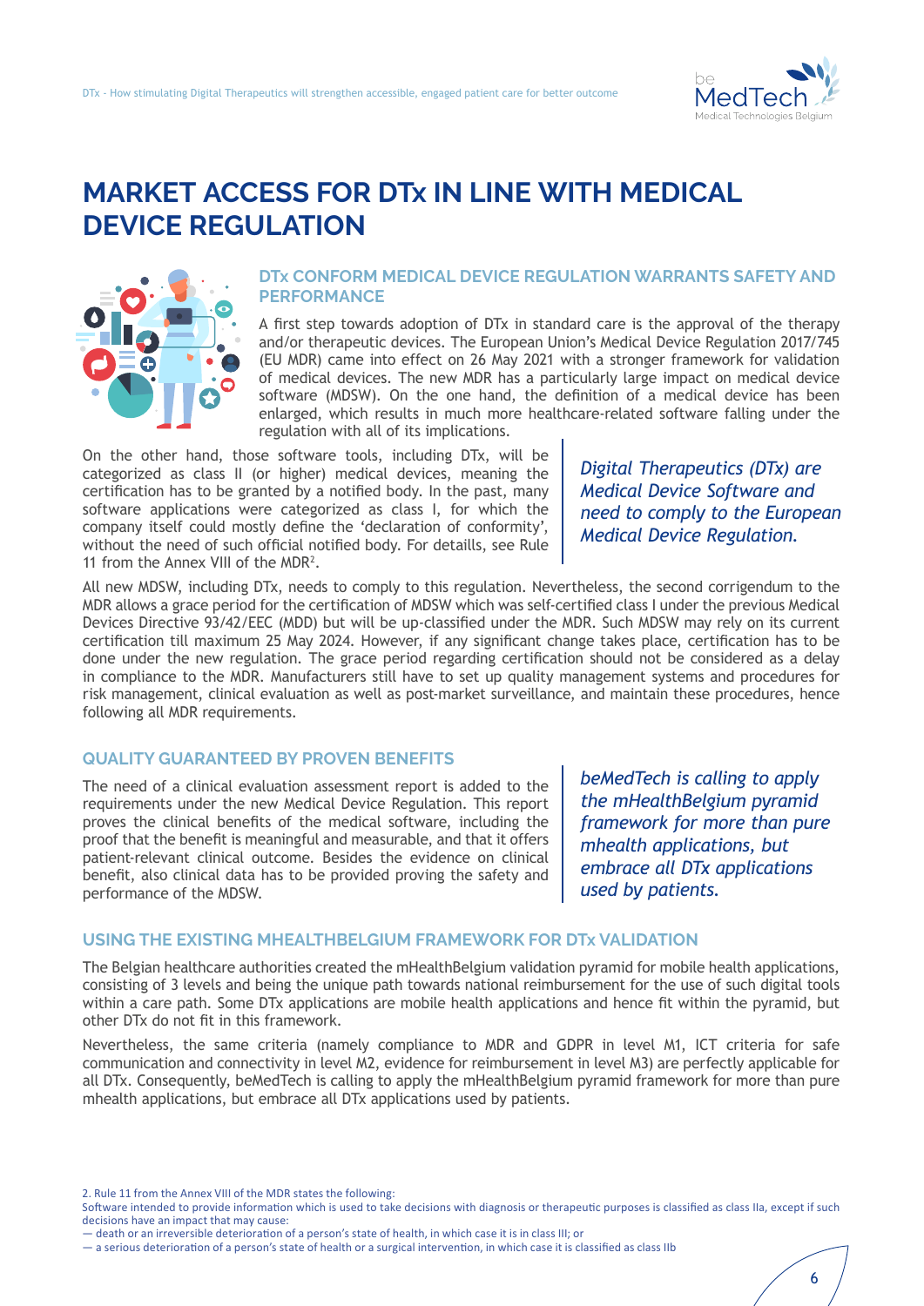# MARKET ACCESS FOR DTx IN LINE WITH MEDICAL DEVICE REGULATION

## DTx CONFORM MEDICAL DEVICE REGULATION WARRANTS SAFETY AND PERFORMANCE

A first step towards adoption of DTx in standard care is the approval of the therapy and/or therapeutic devices. The European Union's Medical Device Regulation 2017/745 (EU MDR) came into effect on 26 May 2021 with a stronger framework for validation of medical devices. The new MDR has a particularly large impact on medical device software (MDSW). On the one hand, the definition of a medical device has been enlarged, which results in much more healthcare-related software falling under the regulation with all of its implications.

On the other hand, those software tools, including DTx, will be categorized as class II (or higher) medical devices, meaning the certification has to be granted by a notified body. In the past, many software applications were categorized as class I, for which the company itself could mostly define the 'declaration of conformity', without the need of such official notified body. For detaills, see Rule 11 from the Annex VIII of the MDR[2].

*Digital Therapeutics (DTx) are Medical Device Software and need to comply to the European Medical Device Regulation.*

All new MDSW, including DTx, needs to comply to this regulation. Nevertheless, the second corrigendum to the MDR allows a grace period for the certification of MDSW which was self-certified class I under the previous Medical Devices Directive 93/42/EEC (MDD) but will be up-classified under the MDR. Such MDSW may rely on its current certification till maximum 25 May 2024. However, if any significant change takes place, certification has to be done under the new regulation. The grace period regarding certification should not be considered as a delay in compliance to the MDR. Manufacturers still have to set up quality management systems and procedures for risk management, clinical evaluation as well as post-market surveillance, and maintain these procedures, hence following all MDR requirements.

## QUALITY GUARANTEED BY PROVEN BENEFITS

The need of a clinical evaluation assessment report is added to the requirements under the new Medical Device Regulation. This report proves the clinical benefits of the medical software, including the proof that the benefit is meaningful and measurable, and that it offers patient-relevant clinical outcome. Besides the evidence on clinical benefit, also clinical data has to be provided proving the safety and performance of the MDSW.

*beMedTech is calling to apply the mHealthBelgium pyramid framework for more than pure mhealth applications, but embrace all DTx applications used by patients.*

## USING THE EXISTING MHEALTHBELGIUM FRAMEWORK FOR DTx VALIDATION

The Belgian healthcare authorities created the mHealthBelgium validation pyramid for mobile health applications, consisting of 3 levels and being the unique path towards national reimbursement for the use of such digital tools within a care path. Some DTx applications are mobile health applications and hence fit within the pyramid, but other DTx do not fit in this framework.

Nevertheless, the same criteria (namely compliance to MDR and GDPR in level M1, ICT criteria for safe communication and connectivity in level M2, evidence for reimbursement in level M3) are perfectly applicable for all DTx. Consequently, beMedTech is calling to apply the mHealthBelgium pyramid framework for more than pure mhealth applications, but embrace all DTx applications used by patients.

2. Rule 11 from the Annex VIII of the MDR states the following:
Software intended to provide information which is used to take decisions with diagnosis or therapeutic purposes is classified as class IIa, except if such decisions have an impact that may cause:
— death or an irreversible deterioration of a person's state of health, in which case it is in class III; or
— a serious deterioration of a person's state of health or a surgical intervention, in which case it is classified as class IIb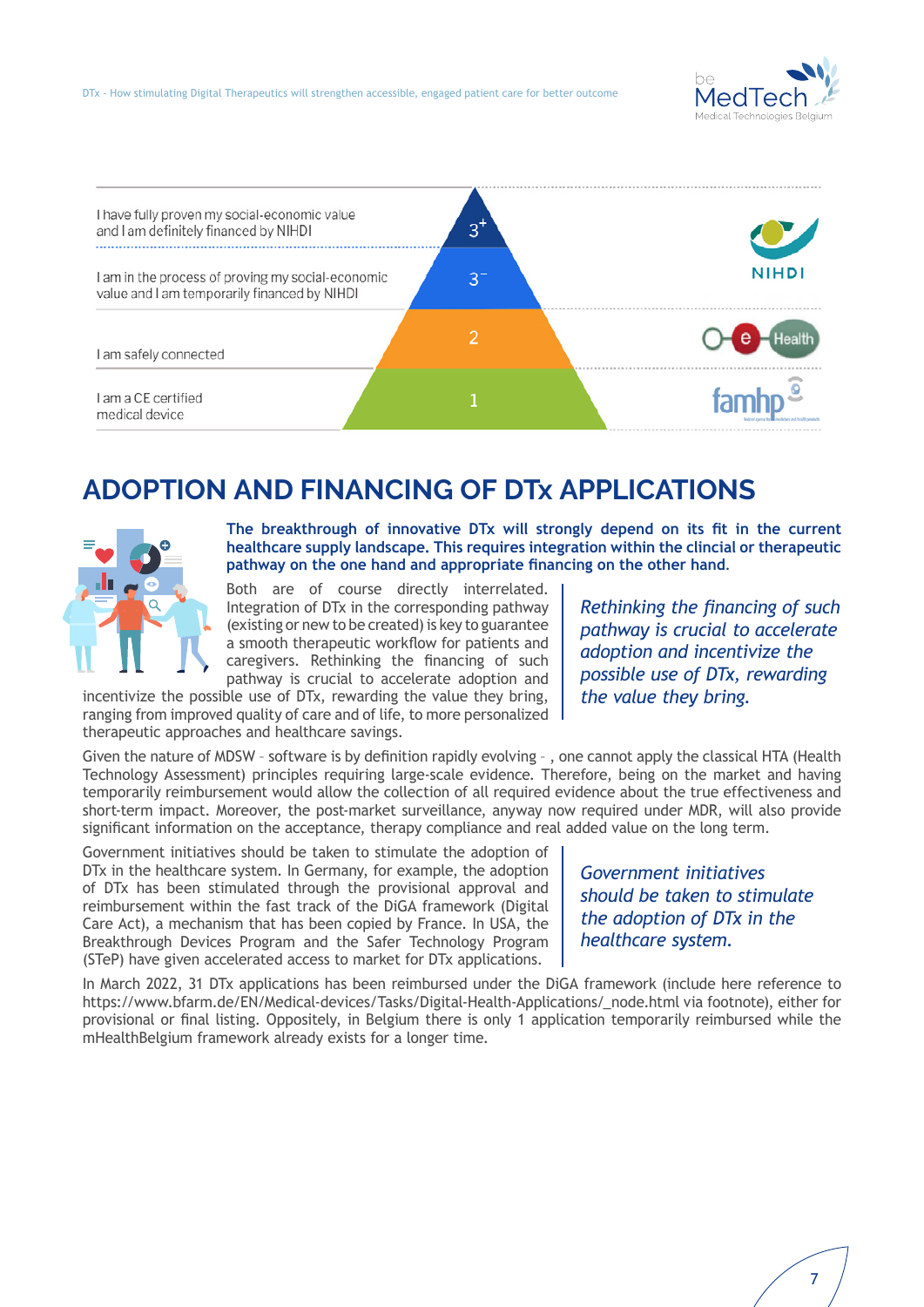I have fully proven my social-economic value and I am definitely financed by NIHDI

$3^+$

I am in the process of proving my social-economic value and I am temporarily financed by NIHDI

$3^-$

I am safely connected

2

I am a CE certified medical device

1

NIHDI

eHealth

famhp

## ADOPTION AND FINANCING OF DTx APPLICATIONS

**The breakthrough of innovative DTx will strongly depend on its fit in the current healthcare supply landscape. This requires integration within the clincial or therapeutic pathway on the one hand and appropriate financing on the other hand.**

Both are of course directly interrelated. Integration of DTx in the corresponding pathway (existing or new to be created) is key to guarantee a smooth therapeutic workflow for patients and caregivers. Rethinking the financing of such pathway is crucial to accelerate adoption and incentivize the possible use of DTx, rewarding the value they bring, ranging from improved quality of care and of life, to more personalized therapeutic approaches and healthcare savings.

*Rethinking the financing of such pathway is crucial to accelerate adoption and incentivize the possible use of DTx, rewarding the value they bring.*

Given the nature of MDSW – software is by definition rapidly evolving – , one cannot apply the classical HTA (Health Technology Assessment) principles requiring large-scale evidence. Therefore, being on the market and having temporarily reimbursement would allow the collection of all required evidence about the true effectiveness and short-term impact. Moreover, the post-market surveillance, anyway now required under MDR, will also provide significant information on the acceptance, therapy compliance and real added value on the long term.

Government initiatives should be taken to stimulate the adoption of DTx in the healthcare system. In Germany, for example, the adoption of DTx has been stimulated through the provisional approval and reimbursement within the fast track of the DiGA framework (Digital Care Act), a mechanism that has been copied by France. In USA, the Breakthrough Devices Program and the Safer Technology Program (STeP) have given accelerated access to market for DTx applications.

*Government initiatives should be taken to stimulate the adoption of DTx in the healthcare system.*

In March 2022, 31 DTx applications has been reimbursed under the DiGA framework (include here reference to https://www.bfarm.de/EN/Medical-devices/Tasks/Digital-Health-Applications/_node.html via footnote), either for provisional or final listing. Oppositely, in Belgium there is only 1 application temporarily reimbursed while the mHealthBelgium framework already exists for a longer time.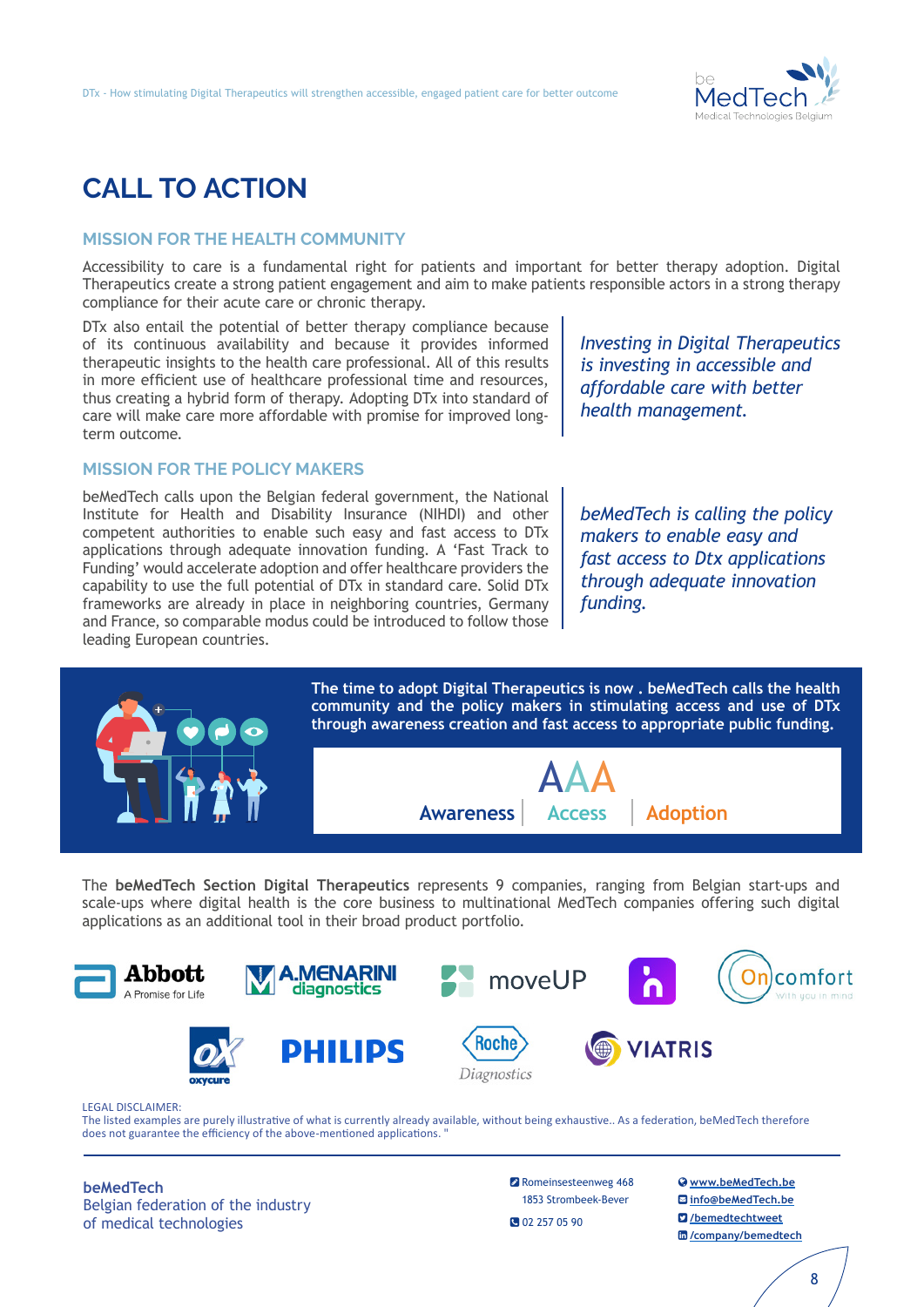# CALL TO ACTION

## MISSION FOR THE HEALTH COMMUNITY

Accessibility to care is a fundamental right for patients and important for better therapy adoption. Digital Therapeutics create a strong patient engagement and aim to make patients responsible actors in a strong therapy compliance for their acute care or chronic therapy.

DTx also entail the potential of better therapy compliance because of its continuous availability and because it provides informed therapeutic insights to the health care professional. All of this results in more efficient use of healthcare professional time and resources, thus creating a hybrid form of therapy. Adopting DTx into standard of care will make care more affordable with promise for improved long-term outcome.

*Investing in Digital Therapeutics is investing in accessible and affordable care with better health management.*

## MISSION FOR THE POLICY MAKERS

beMedTech calls upon the Belgian federal government, the National Institute for Health and Disability Insurance (NIHDI) and other competent authorities to enable such easy and fast access to DTx applications through adequate innovation funding. A 'Fast Track to Funding' would accelerate adoption and offer healthcare providers the capability to use the full potential of DTx in standard care. Solid DTx frameworks are already in place in neighboring countries, Germany and France, so comparable modus could be introduced to follow those leading European countries.

*beMedTech is calling the policy makers to enable easy and fast access to Dtx applications through adequate innovation funding.*

**The time to adopt Digital Therapeutics is now . beMedTech calls the health community and the policy makers in stimulating access and use of DTx through awareness creation and fast access to appropriate public funding.**

AAA

Awareness | Access | Adoption

The **beMedTech Section Digital Therapeutics** represents 9 companies, ranging from Belgian start-ups and scale-ups where digital health is the core business to multinational MedTech companies offering such digital applications as an additional tool in their broad product portfolio.

Abbott – A Promise for Life
A.MENARINI diagnostics
moveUP
Oncomfort – With you in mind
oxycure
PHILIPS
Roche Diagnostics
VIATRIS

LEGAL DISCLAIMER:
The listed examples are purely illustrative of what is currently already available, without being exhaustive.. As a federation, beMedTech therefore does not guarantee the efficiency of the above-mentioned applications. "

**beMedTech**
Belgian federation of the industry
of medical technologies

Romeinsesteenweg 468
1853 Strombeek-Bever
02 257 05 90

www.beMedTech.be
info@beMedTech.be
/bemedtechtweet
/company/bemedtech